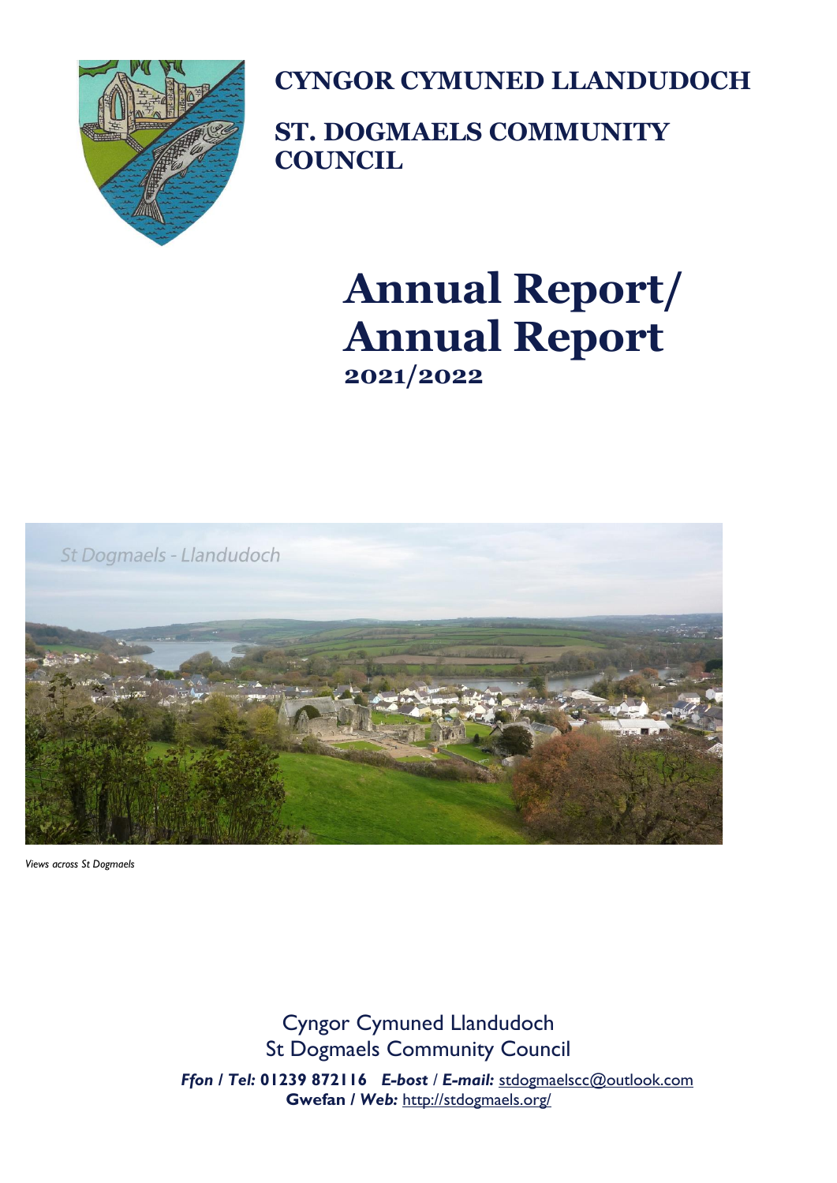# CYNGOR CYMUNED LLANDUDOCH

# ST. DOGMAELS COMMUNITY COUNCIL

# Annual Report/ Annual Report

## 2021/2022

St Dogmaels - Llandudoch

*Views across St Dogmaels*

Cyngor Cymuned Llandudoch
St Dogmaels Community Council

***Ffon / Tel:*** **01239 872116** ***E-bost / E-mail:*** stdogmaelscc@outlook.com
**Gwefan / *Web:*** http://stdogmaels.org/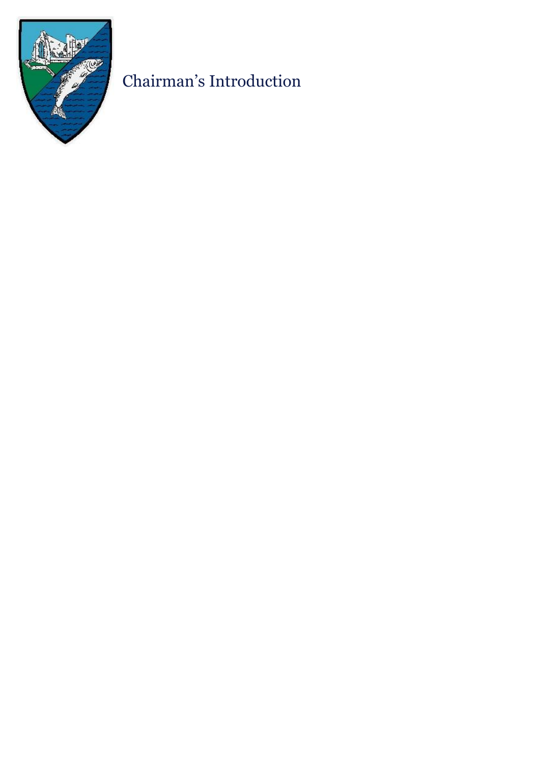# Chairman's Introduction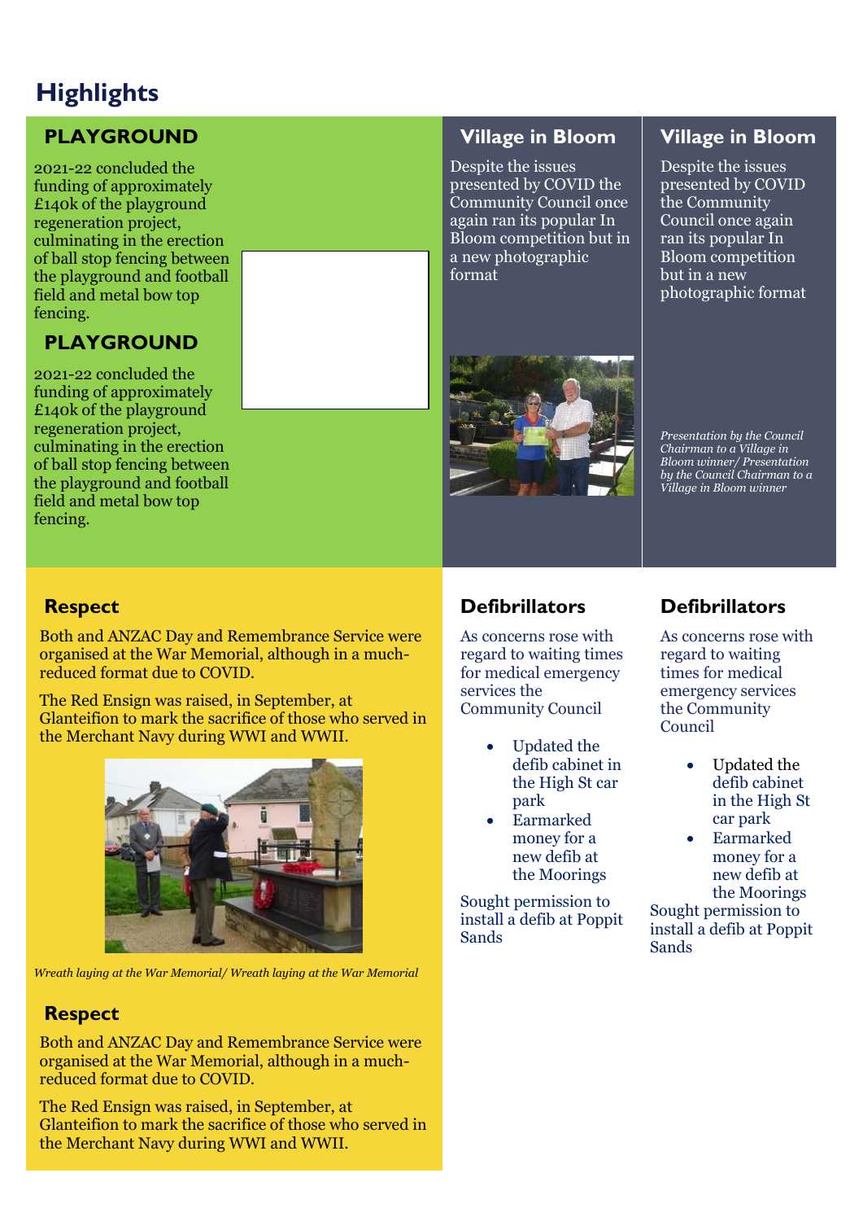# Highlights

## PLAYGROUND

2021-22 concluded the funding of approximately £140k of the playground regeneration project, culminating in the erection of ball stop fencing between the playground and football field and metal bow top fencing.

## PLAYGROUND

2021-22 concluded the funding of approximately £140k of the playground regeneration project, culminating in the erection of ball stop fencing between the playground and football field and metal bow top fencing.

## Village in Bloom

Despite the issues presented by COVID the Community Council once again ran its popular In Bloom competition but in a new photographic format

## Village in Bloom

Despite the issues presented by COVID the Community Council once again ran its popular In Bloom competition but in a new photographic format

*Presentation by the Council Chairman to a Village in Bloom winner/ Presentation by the Council Chairman to a Village in Bloom winner*

## Respect

Both and ANZAC Day and Remembrance Service were organised at the War Memorial, although in a much-reduced format due to COVID.

The Red Ensign was raised, in September, at Glanteifion to mark the sacrifice of those who served in the Merchant Navy during WWI and WWII.

*Wreath laying at the War Memorial/ Wreath laying at the War Memorial*

## Respect

Both and ANZAC Day and Remembrance Service were organised at the War Memorial, although in a much-reduced format due to COVID.

The Red Ensign was raised, in September, at Glanteifion to mark the sacrifice of those who served in the Merchant Navy during WWI and WWII.

## Defibrillators

As concerns rose with regard to waiting times for medical emergency services the Community Council

- Updated the defib cabinet in the High St car park
- Earmarked money for a new defib at the Moorings

Sought permission to install a defib at Poppit Sands

## Defibrillators

As concerns rose with regard to waiting times for medical emergency services the Community Council

- Updated the defib cabinet in the High St car park
- Earmarked money for a new defib at the Moorings

Sought permission to install a defib at Poppit Sands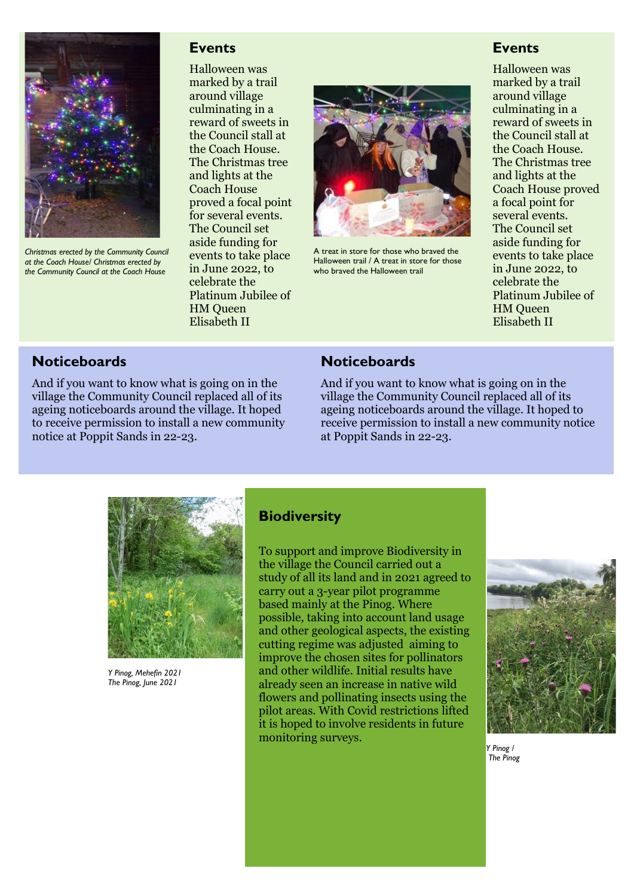*Christmas erected by the Community Council at the Coach House/ Christmas erected by the Community Council at the Coach House*

## Events

Halloween was marked by a trail around village culminating in a reward of sweets in the Council stall at the Coach House. The Christmas tree and lights at the Coach House proved a focal point for several events. The Council set aside funding for events to take place in June 2022, to celebrate the Platinum Jubilee of HM Queen Elisabeth II

A treat in store for those who braved the Halloween trail / A treat in store for those who braved the Halloween trail

## Events

Halloween was marked by a trail around village culminating in a reward of sweets in the Council stall at the Coach House. The Christmas tree and lights at the Coach House proved a focal point for several events. The Council set aside funding for events to take place in June 2022, to celebrate the Platinum Jubilee of HM Queen Elisabeth II

## Noticeboards

And if you want to know what is going on in the village the Community Council replaced all of its ageing noticeboards around the village. It hoped to receive permission to install a new community notice at Poppit Sands in 22-23.

## Noticeboards

And if you want to know what is going on in the village the Community Council replaced all of its ageing noticeboards around the village. It hoped to receive permission to install a new community notice at Poppit Sands in 22-23.

*Y Pinog, Mehefin 2021*
*The Pinog, June 2021*

## Biodiversity

To support and improve Biodiversity in the village the Council carried out a study of all its land and in 2021 agreed to carry out a 3-year pilot programme based mainly at the Pinog. Where possible, taking into account land usage and other geological aspects, the existing cutting regime was adjusted aiming to improve the chosen sites for pollinators and other wildlife. Initial results have already seen an increase in native wild flowers and pollinating insects using the pilot areas. With Covid restrictions lifted it is hoped to involve residents in future monitoring surveys.

*Y Pinog /*
*The Pinog*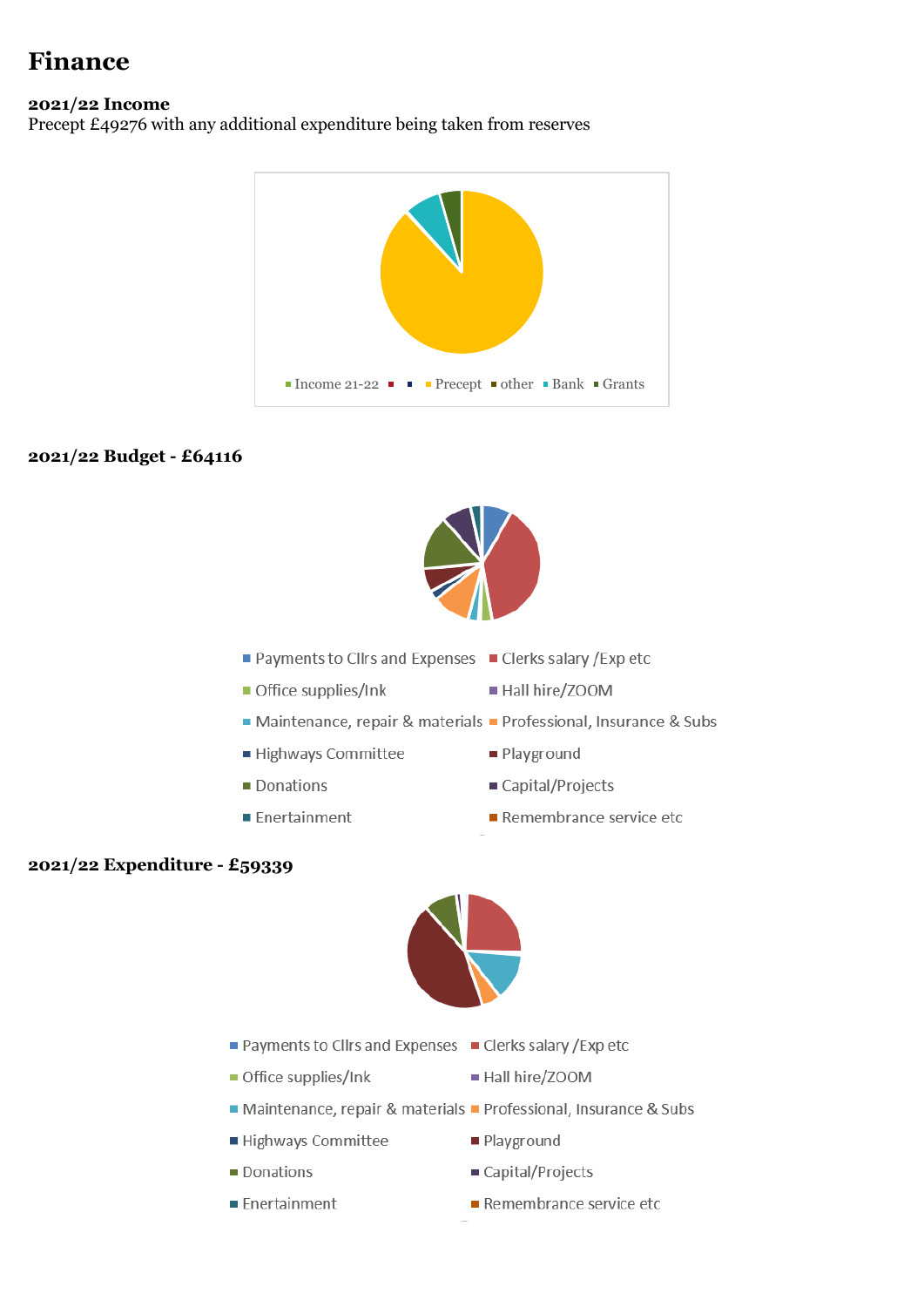# Finance

**2021/22 Income**
Precept £49276 with any additional expenditure being taken from reserves

Income 21-22 ▪ ▪ ▪ Precept ▪ other ▪ Bank ▪ Grants

**2021/22 Budget - £64116**

- Payments to Cllrs and Expenses
- Clerks salary /Exp etc
- Office supplies/Ink
- Hall hire/ZOOM
- Maintenance, repair & materials
- Professional, Insurance & Subs
- Highways Committee
- Playground
- Donations
- Capital/Projects
- Enertainment
- Remembrance service etc

**2021/22 Expenditure - £59339**

- Payments to Cllrs and Expenses
- Clerks salary /Exp etc
- Office supplies/Ink
- Hall hire/ZOOM
- Maintenance, repair & materials
- Professional, Insurance & Subs
- Highways Committee
- Playground
- Donations
- Capital/Projects
- Enertainment
- Remembrance service etc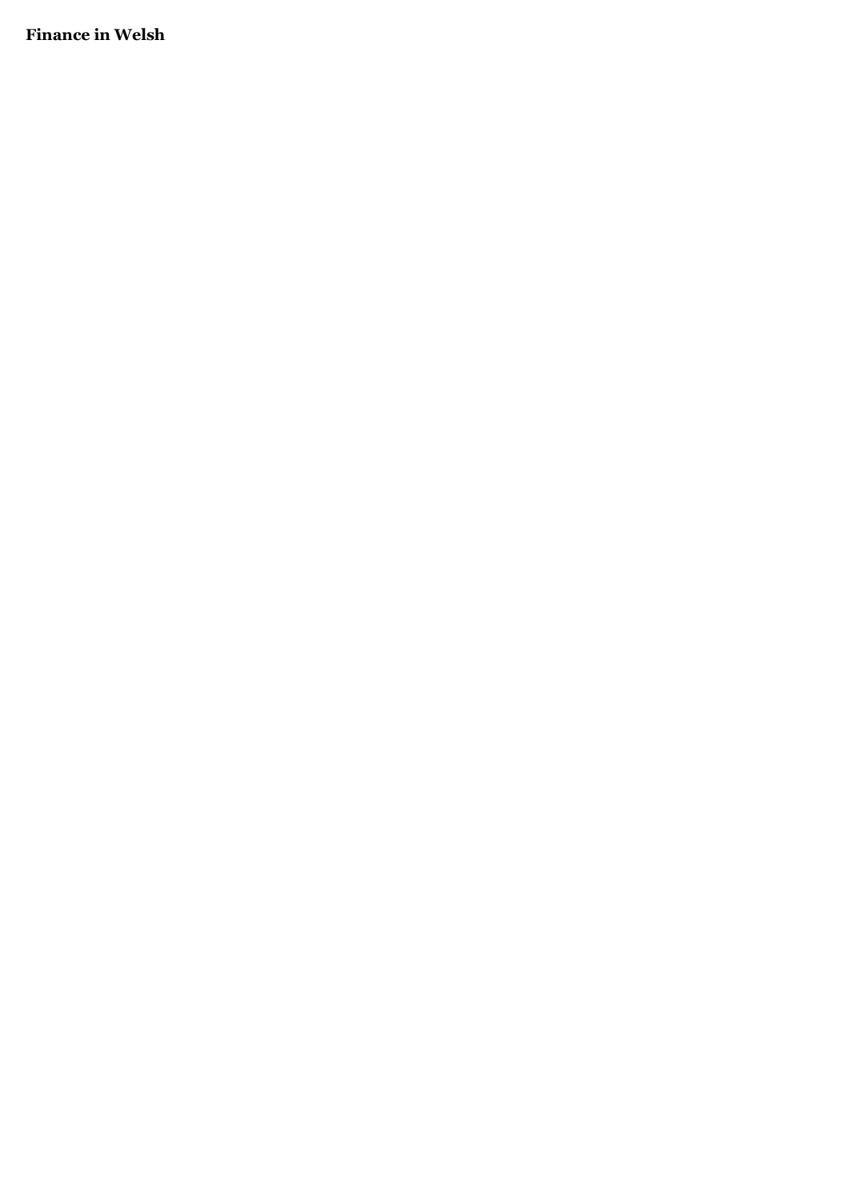**Finance in Welsh**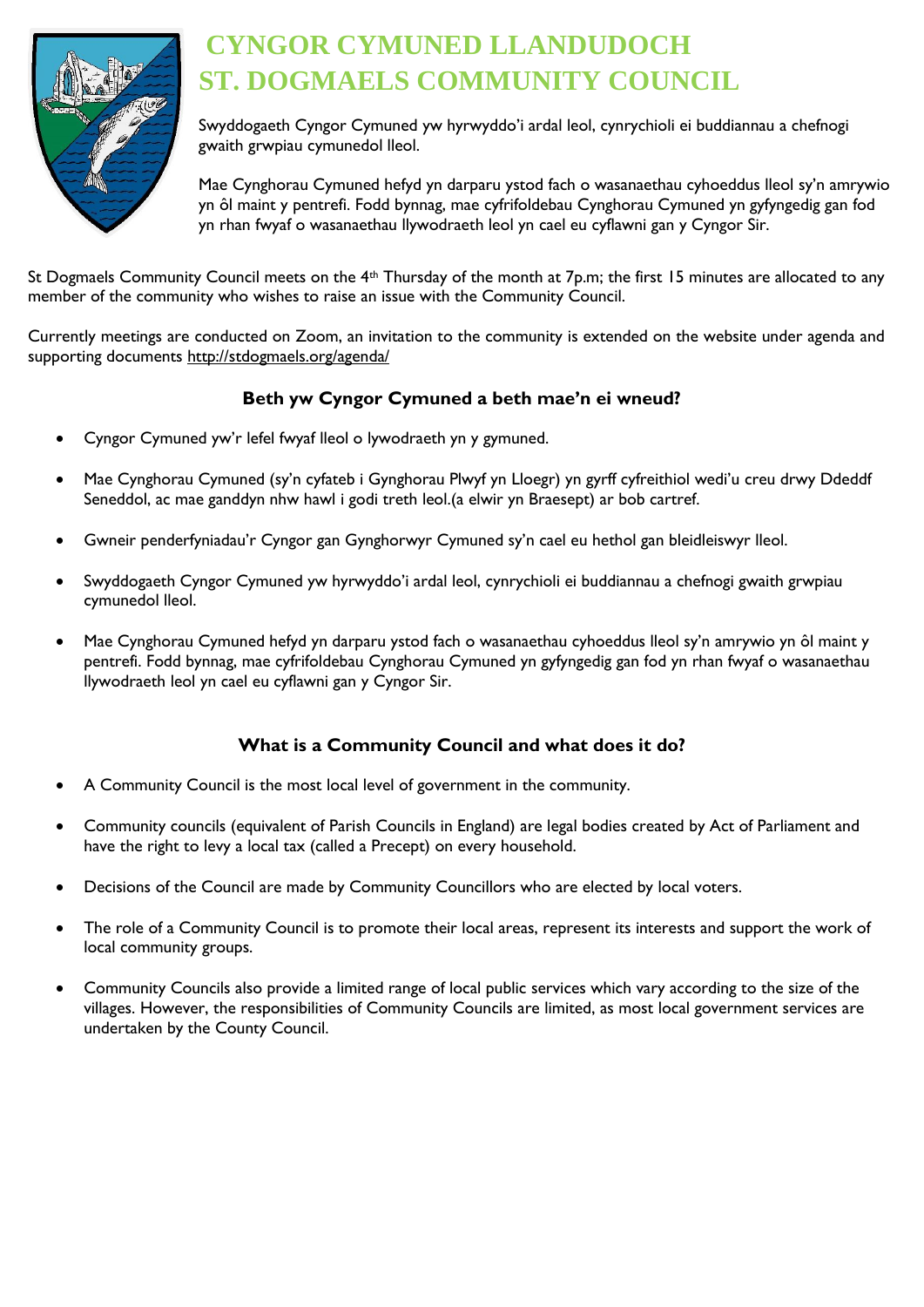# CYNGOR CYMUNED LLANDUDOCH
# ST. DOGMAELS COMMUNITY COUNCIL

Swyddogaeth Cyngor Cymuned yw hyrwyddo'i ardal leol, cynrychioli ei buddiannau a chefnogi gwaith grwpiau cymunedol lleol.

Mae Cynghorau Cymuned hefyd yn darparu ystod fach o wasanaethau cyhoeddus lleol sy'n amrywio yn ôl maint y pentrefi. Fodd bynnag, mae cyfrifoldebau Cynghorau Cymuned yn gyfyngedig gan fod yn rhan fwyaf o wasanaethau llywodraeth leol yn cael eu cyflawni gan y Cyngor Sir.

St Dogmaels Community Council meets on the 4th Thursday of the month at 7p.m; the first 15 minutes are allocated to any member of the community who wishes to raise an issue with the Community Council.

Currently meetings are conducted on Zoom, an invitation to the community is extended on the website under agenda and supporting documents http://stdogmaels.org/agenda/

### Beth yw Cyngor Cymuned a beth mae'n ei wneud?

- Cyngor Cymuned yw'r lefel fwyaf lleol o lywodraeth yn y gymuned.
- Mae Cynghorau Cymuned (sy'n cyfateb i Gynghorau Plwyf yn Lloegr) yn gyrff cyfreithiol wedi'u creu drwy Ddeddf Seneddol, ac mae ganddyn nhw hawl i godi treth leol.(a elwir yn Braesept) ar bob cartref.
- Gwneir penderfyniadau'r Cyngor gan Gynghorwyr Cymuned sy'n cael eu hethol gan bleidleiswyr lleol.
- Swyddogaeth Cyngor Cymuned yw hyrwyddo'i ardal leol, cynrychioli ei buddiannau a chefnogi gwaith grwpiau cymunedol lleol.
- Mae Cynghorau Cymuned hefyd yn darparu ystod fach o wasanaethau cyhoeddus lleol sy'n amrywio yn ôl maint y pentrefi. Fodd bynnag, mae cyfrifoldebau Cynghorau Cymuned yn gyfyngedig gan fod yn rhan fwyaf o wasanaethau llywodraeth leol yn cael eu cyflawni gan y Cyngor Sir.

### What is a Community Council and what does it do?

- A Community Council is the most local level of government in the community.
- Community councils (equivalent of Parish Councils in England) are legal bodies created by Act of Parliament and have the right to levy a local tax (called a Precept) on every household.
- Decisions of the Council are made by Community Councillors who are elected by local voters.
- The role of a Community Council is to promote their local areas, represent its interests and support the work of local community groups.
- Community Councils also provide a limited range of local public services which vary according to the size of the villages. However, the responsibilities of Community Councils are limited, as most local government services are undertaken by the County Council.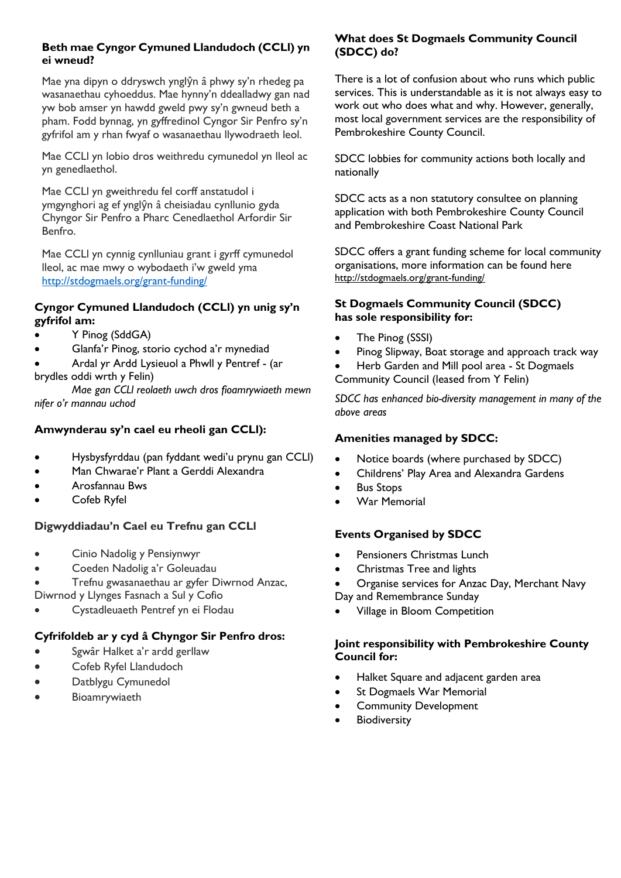### Beth mae Cyngor Cymuned Llandudoch (CCLl) yn ei wneud?

Mae yna dipyn o ddryswch ynglŷn â phwy sy'n rhedeg pa wasanaethau cyhoeddus. Mae hynny'n ddealladwy gan nad yw bob amser yn hawdd gweld pwy sy'n gwneud beth a pham. Fodd bynnag, yn gyffredinol Cyngor Sir Penfro sy'n gyfrifol am y rhan fwyaf o wasanaethau llywodraeth leol.

Mae CCLl yn lobio dros weithredu cymunedol yn lleol ac yn genedlaethol.

Mae CCLl yn gweithredu fel corff anstatudol i ymgynghori ag ef ynglŷn â cheisiadau cynllunio gyda Chyngor Sir Penfro a Pharc Cenedlaethol Arfordir Sir Benfro.

Mae CCLl yn cynnig cynlluniau grant i gyrff cymunedol lleol, ac mae mwy o wybodaeth i'w gweld yma http://stdogmaels.org/grant-funding/

### Cyngor Cymuned Llandudoch (CCLl) yn unig sy'n gyfrifol am:

- Y Pinog (SddGA)
- Glanfa'r Pinog, storio cychod a'r mynediad
- Ardal yr Ardd Lysieuol a Phwll y Pentref - (ar brydles oddi wrth y Felin)

*Mae gan CCLl reolaeth uwch dros fioamrywiaeth mewn nifer o'r mannau uchod*

### Amwynderau sy'n cael eu rheoli gan CCLl):

- Hysbysfyrddau (pan fyddant wedi'u prynu gan CCLl)
- Man Chwarae'r Plant a Gerddi Alexandra
- Arosfannau Bws
- Cofeb Ryfel

### Digwyddiadau'n Cael eu Trefnu gan CCLl

- Cinio Nadolig y Pensiynwyr
- Coeden Nadolig a'r Goleuadau
- Trefnu gwasanaethau ar gyfer Diwrnod Anzac, Diwrnod y Llynges Fasnach a Sul y Cofio
- Cystadleuaeth Pentref yn ei Flodau

### Cyfrifoldeb ar y cyd â Chyngor Sir Penfro dros:

- Sgwâr Halket a'r ardd gerllaw
- Cofeb Ryfel Llandudoch
- Datblygu Cymunedol
- Bioamrywiaeth

### What does St Dogmaels Community Council (SDCC) do?

There is a lot of confusion about who runs which public services. This is understandable as it is not always easy to work out who does what and why. However, generally, most local government services are the responsibility of Pembrokeshire County Council.

SDCC lobbies for community actions both locally and nationally

SDCC acts as a non statutory consultee on planning application with both Pembrokeshire County Council and Pembrokeshire Coast National Park

SDCC offers a grant funding scheme for local community organisations, more information can be found here http://stdogmaels.org/grant-funding/

### St Dogmaels Community Council (SDCC) has sole responsibility for:

- The Pinog (SSSI)
- Pinog Slipway, Boat storage and approach track way
- Herb Garden and Mill pool area - St Dogmaels Community Council (leased from Y Felin)

*SDCC has enhanced bio-diversity management in many of the above areas*

### Amenities managed by SDCC:

- Notice boards (where purchased by SDCC)
- Childrens' Play Area and Alexandra Gardens
- Bus Stops
- War Memorial

### Events Organised by SDCC

- Pensioners Christmas Lunch
- Christmas Tree and lights
- Organise services for Anzac Day, Merchant Navy Day and Remembrance Sunday
- Village in Bloom Competition

### Joint responsibility with Pembrokeshire County Council for:

- Halket Square and adjacent garden area
- St Dogmaels War Memorial
- Community Development
- Biodiversity